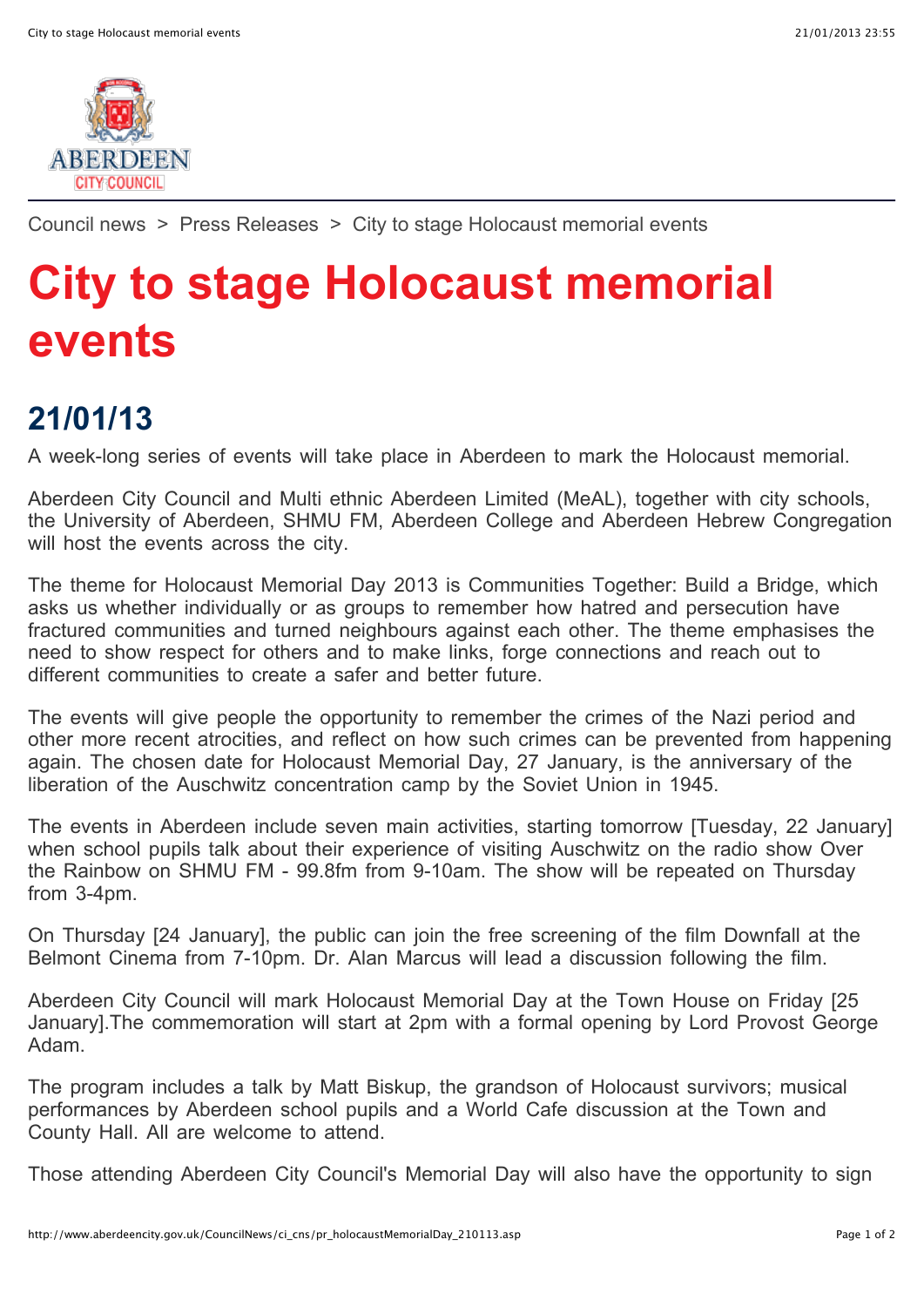Council news > Press Releases > City to stage Holocaust memorial events

# City to stage Holocaust memorial events

## 21/01/13

A week-long series of events will take place in Aberdeen to mark the Holocaust memorial.

Aberdeen City Council and Multi ethnic Aberdeen Limited (MeAL), together with city schools, the University of Aberdeen, SHMU FM, Aberdeen College and Aberdeen Hebrew Congregation will host the events across the city.

The theme for Holocaust Memorial Day 2013 is Communities Together: Build a Bridge, which asks us whether individually or as groups to remember how hatred and persecution have fractured communities and turned neighbours against each other. The theme emphasises the need to show respect for others and to make links, forge connections and reach out to different communities to create a safer and better future.

The events will give people the opportunity to remember the crimes of the Nazi period and other more recent atrocities, and reflect on how such crimes can be prevented from happening again. The chosen date for Holocaust Memorial Day, 27 January, is the anniversary of the liberation of the Auschwitz concentration camp by the Soviet Union in 1945.

The events in Aberdeen include seven main activities, starting tomorrow [Tuesday, 22 January] when school pupils talk about their experience of visiting Auschwitz on the radio show Over the Rainbow on SHMU FM - 99.8fm from 9-10am. The show will be repeated on Thursday from 3-4pm.

On Thursday [24 January], the public can join the free screening of the film Downfall at the Belmont Cinema from 7-10pm. Dr. Alan Marcus will lead a discussion following the film.

Aberdeen City Council will mark Holocaust Memorial Day at the Town House on Friday [25 January].The commemoration will start at 2pm with a formal opening by Lord Provost George Adam.

The program includes a talk by Matt Biskup, the grandson of Holocaust survivors; musical performances by Aberdeen school pupils and a World Cafe discussion at the Town and County Hall. All are welcome to attend.

Those attending Aberdeen City Council's Memorial Day will also have the opportunity to sign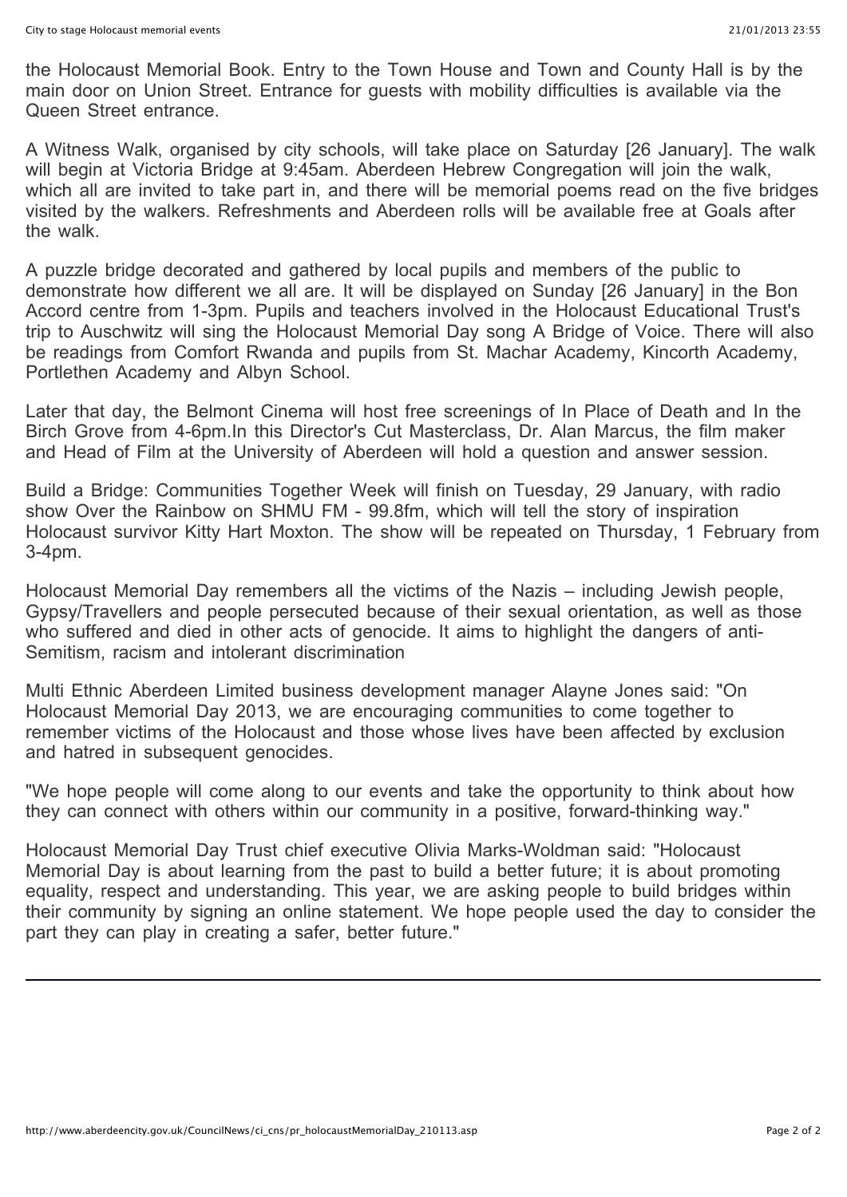the Holocaust Memorial Book. Entry to the Town House and Town and County Hall is by the main door on Union Street. Entrance for guests with mobility difficulties is available via the Queen Street entrance.

A Witness Walk, organised by city schools, will take place on Saturday [26 January]. The walk will begin at Victoria Bridge at 9:45am. Aberdeen Hebrew Congregation will join the walk, which all are invited to take part in, and there will be memorial poems read on the five bridges visited by the walkers. Refreshments and Aberdeen rolls will be available free at Goals after the walk.

A puzzle bridge decorated and gathered by local pupils and members of the public to demonstrate how different we all are. It will be displayed on Sunday [26 January] in the Bon Accord centre from 1-3pm. Pupils and teachers involved in the Holocaust Educational Trust's trip to Auschwitz will sing the Holocaust Memorial Day song A Bridge of Voice. There will also be readings from Comfort Rwanda and pupils from St. Machar Academy, Kincorth Academy, Portlethen Academy and Albyn School.

Later that day, the Belmont Cinema will host free screenings of In Place of Death and In the Birch Grove from 4-6pm.In this Director's Cut Masterclass, Dr. Alan Marcus, the film maker and Head of Film at the University of Aberdeen will hold a question and answer session.

Build a Bridge: Communities Together Week will finish on Tuesday, 29 January, with radio show Over the Rainbow on SHMU FM - 99.8fm, which will tell the story of inspiration Holocaust survivor Kitty Hart Moxton. The show will be repeated on Thursday, 1 February from 3-4pm.

Holocaust Memorial Day remembers all the victims of the Nazis – including Jewish people, Gypsy/Travellers and people persecuted because of their sexual orientation, as well as those who suffered and died in other acts of genocide. It aims to highlight the dangers of anti-Semitism, racism and intolerant discrimination

Multi Ethnic Aberdeen Limited business development manager Alayne Jones said: "On Holocaust Memorial Day 2013, we are encouraging communities to come together to remember victims of the Holocaust and those whose lives have been affected by exclusion and hatred in subsequent genocides.

"We hope people will come along to our events and take the opportunity to think about how they can connect with others within our community in a positive, forward-thinking way."

Holocaust Memorial Day Trust chief executive Olivia Marks-Woldman said: "Holocaust Memorial Day is about learning from the past to build a better future; it is about promoting equality, respect and understanding. This year, we are asking people to build bridges within their community by signing an online statement. We hope people used the day to consider the part they can play in creating a safer, better future."